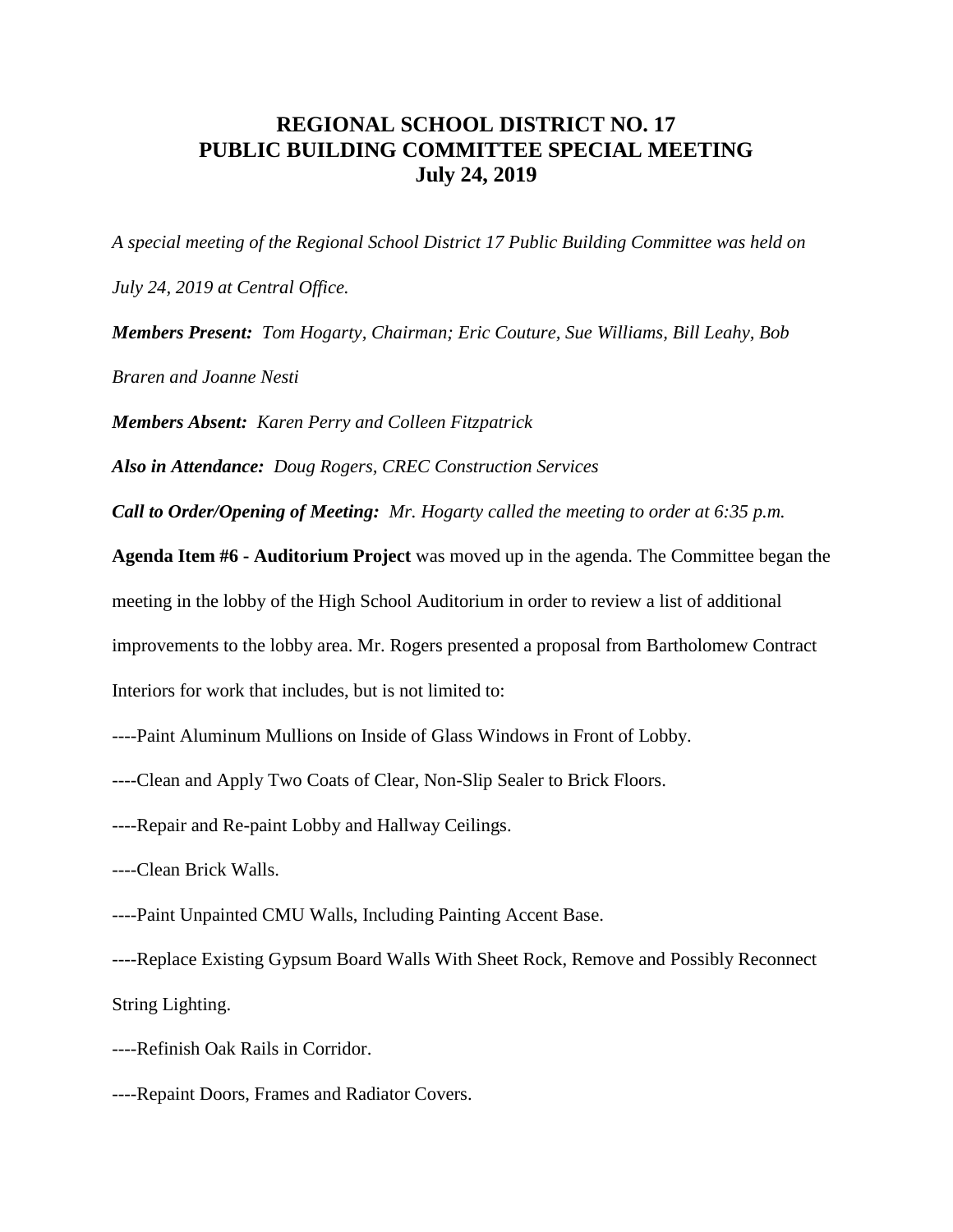# REGIONAL SCHOOL DISTRICT NO. 17
# PUBLIC BUILDING COMMITTEE SPECIAL MEETING
# July 24, 2019

*A special meeting of the Regional School District 17 Public Building Committee was held on July 24, 2019 at Central Office.*

***Members Present:*** *Tom Hogarty, Chairman; Eric Couture, Sue Williams, Bill Leahy, Bob Braren and Joanne Nesti*

***Members Absent:*** *Karen Perry and Colleen Fitzpatrick*

***Also in Attendance:*** *Doug Rogers, CREC Construction Services*

***Call to Order/Opening of Meeting:*** *Mr. Hogarty called the meeting to order at 6:35 p.m.*

**Agenda Item #6 - Auditorium Project** was moved up in the agenda. The Committee began the meeting in the lobby of the High School Auditorium in order to review a list of additional improvements to the lobby area. Mr. Rogers presented a proposal from Bartholomew Contract Interiors for work that includes, but is not limited to:

----Paint Aluminum Mullions on Inside of Glass Windows in Front of Lobby.

----Clean and Apply Two Coats of Clear, Non-Slip Sealer to Brick Floors.

----Repair and Re-paint Lobby and Hallway Ceilings.

----Clean Brick Walls.

----Paint Unpainted CMU Walls, Including Painting Accent Base.

----Replace Existing Gypsum Board Walls With Sheet Rock, Remove and Possibly Reconnect String Lighting.

----Refinish Oak Rails in Corridor.

----Repaint Doors, Frames and Radiator Covers.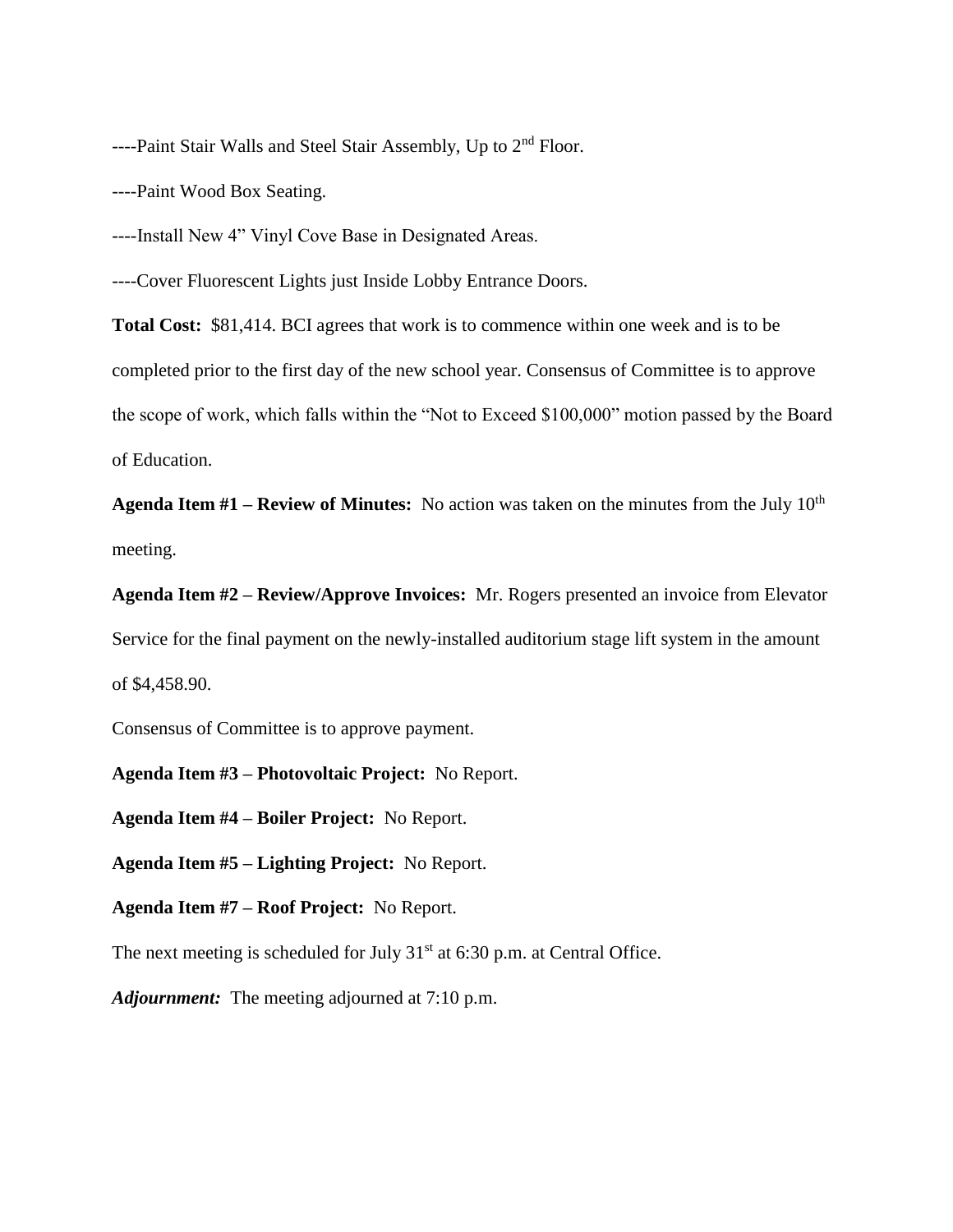----Paint Stair Walls and Steel Stair Assembly, Up to 2nd Floor.

----Paint Wood Box Seating.

----Install New 4" Vinyl Cove Base in Designated Areas.

----Cover Fluorescent Lights just Inside Lobby Entrance Doors.

**Total Cost:** $81,414. BCI agrees that work is to commence within one week and is to be completed prior to the first day of the new school year. Consensus of Committee is to approve the scope of work, which falls within the "Not to Exceed $100,000" motion passed by the Board of Education.

**Agenda Item #1 – Review of Minutes:** No action was taken on the minutes from the July 10th meeting.

**Agenda Item #2 – Review/Approve Invoices:** Mr. Rogers presented an invoice from Elevator Service for the final payment on the newly-installed auditorium stage lift system in the amount of $4,458.90.

Consensus of Committee is to approve payment.

**Agenda Item #3 – Photovoltaic Project:** No Report.

**Agenda Item #4 – Boiler Project:** No Report.

**Agenda Item #5 – Lighting Project:** No Report.

**Agenda Item #7 – Roof Project:** No Report.

The next meeting is scheduled for July 31st at 6:30 p.m. at Central Office.

***Adjournment:*** The meeting adjourned at 7:10 p.m.